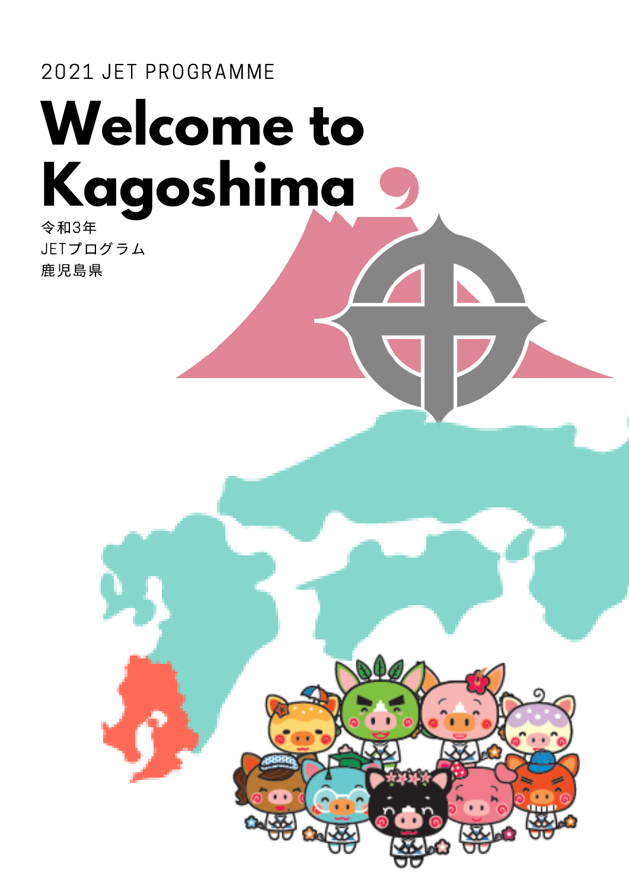2021 JET PROGRAMME

# Welcome to Kagoshima

令和3年
JETプログラム
鹿児島県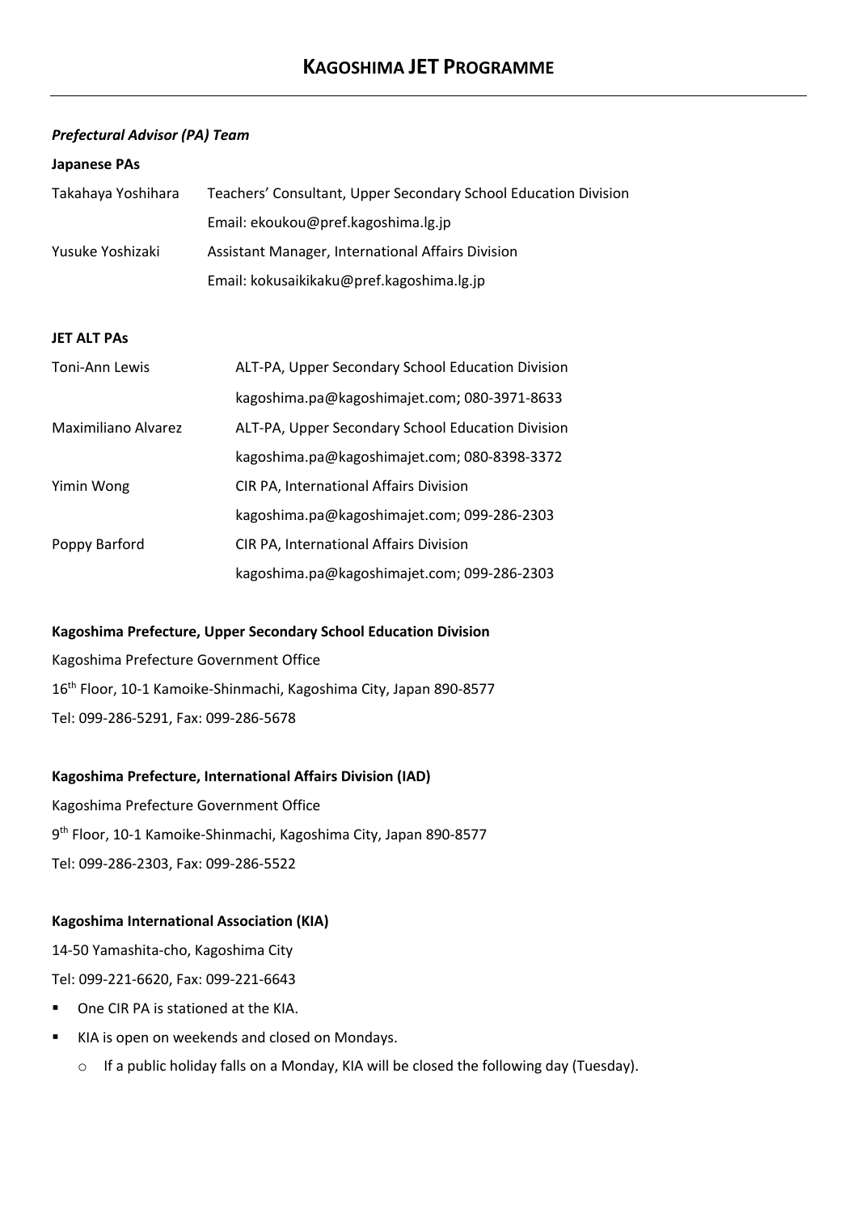# KAGOSHIMA JET PROGRAMME

***Prefectural Advisor (PA) Team***

**Japanese PAs**

| | |
|---|---|
| Takahaya Yoshihara | Teachers' Consultant, Upper Secondary School Education Division |
| | Email: ekoukou@pref.kagoshima.lg.jp |
| Yusuke Yoshizaki | Assistant Manager, International Affairs Division |
| | Email: kokusaikikaku@pref.kagoshima.lg.jp |

**JET ALT PAs**

| | |
|---|---|
| Toni-Ann Lewis | ALT-PA, Upper Secondary School Education Division |
| | kagoshima.pa@kagoshimajet.com; 080-3971-8633 |
| Maximiliano Alvarez | ALT-PA, Upper Secondary School Education Division |
| | kagoshima.pa@kagoshimajet.com; 080-8398-3372 |
| Yimin Wong | CIR PA, International Affairs Division |
| | kagoshima.pa@kagoshimajet.com; 099-286-2303 |
| Poppy Barford | CIR PA, International Affairs Division |
| | kagoshima.pa@kagoshimajet.com; 099-286-2303 |

**Kagoshima Prefecture, Upper Secondary School Education Division**

Kagoshima Prefecture Government Office

16th Floor, 10-1 Kamoike-Shinmachi, Kagoshima City, Japan 890-8577

Tel: 099-286-5291, Fax: 099-286-5678

**Kagoshima Prefecture, International Affairs Division (IAD)**

Kagoshima Prefecture Government Office

9th Floor, 10-1 Kamoike-Shinmachi, Kagoshima City, Japan 890-8577

Tel: 099-286-2303, Fax: 099-286-5522

**Kagoshima International Association (KIA)**

14-50 Yamashita-cho, Kagoshima City

Tel: 099-221-6620, Fax: 099-221-6643

- One CIR PA is stationed at the KIA.
- KIA is open on weekends and closed on Mondays.
  - If a public holiday falls on a Monday, KIA will be closed the following day (Tuesday).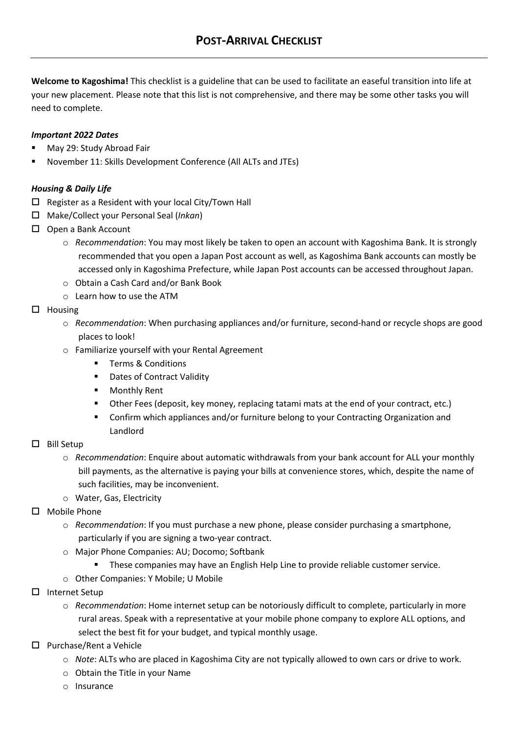# POST-ARRIVAL CHECKLIST

**Welcome to Kagoshima!** This checklist is a guideline that can be used to facilitate an easeful transition into life at your new placement. Please note that this list is not comprehensive, and there may be some other tasks you will need to complete.

***Important 2022 Dates***

- May 29: Study Abroad Fair
- November 11: Skills Development Conference (All ALTs and JTEs)

***Housing & Daily Life***

- ☐ Register as a Resident with your local City/Town Hall
- ☐ Make/Collect your Personal Seal (*Inkan*)
- ☐ Open a Bank Account
  - *Recommendation*: You may most likely be taken to open an account with Kagoshima Bank. It is strongly recommended that you open a Japan Post account as well, as Kagoshima Bank accounts can mostly be accessed only in Kagoshima Prefecture, while Japan Post accounts can be accessed throughout Japan.
  - Obtain a Cash Card and/or Bank Book
  - Learn how to use the ATM
- ☐ Housing
  - *Recommendation*: When purchasing appliances and/or furniture, second-hand or recycle shops are good places to look!
  - Familiarize yourself with your Rental Agreement
    - Terms & Conditions
    - Dates of Contract Validity
    - Monthly Rent
    - Other Fees (deposit, key money, replacing tatami mats at the end of your contract, etc.)
    - Confirm which appliances and/or furniture belong to your Contracting Organization and Landlord
- ☐ Bill Setup
  - *Recommendation*: Enquire about automatic withdrawals from your bank account for ALL your monthly bill payments, as the alternative is paying your bills at convenience stores, which, despite the name of such facilities, may be inconvenient.
  - Water, Gas, Electricity
- ☐ Mobile Phone
  - *Recommendation*: If you must purchase a new phone, please consider purchasing a smartphone, particularly if you are signing a two-year contract.
  - Major Phone Companies: AU; Docomo; Softbank
    - These companies may have an English Help Line to provide reliable customer service.
  - Other Companies: Y Mobile; U Mobile
- ☐ Internet Setup
  - *Recommendation*: Home internet setup can be notoriously difficult to complete, particularly in more rural areas. Speak with a representative at your mobile phone company to explore ALL options, and select the best fit for your budget, and typical monthly usage.
- ☐ Purchase/Rent a Vehicle
  - *Note*: ALTs who are placed in Kagoshima City are not typically allowed to own cars or drive to work.
  - Obtain the Title in your Name
  - Insurance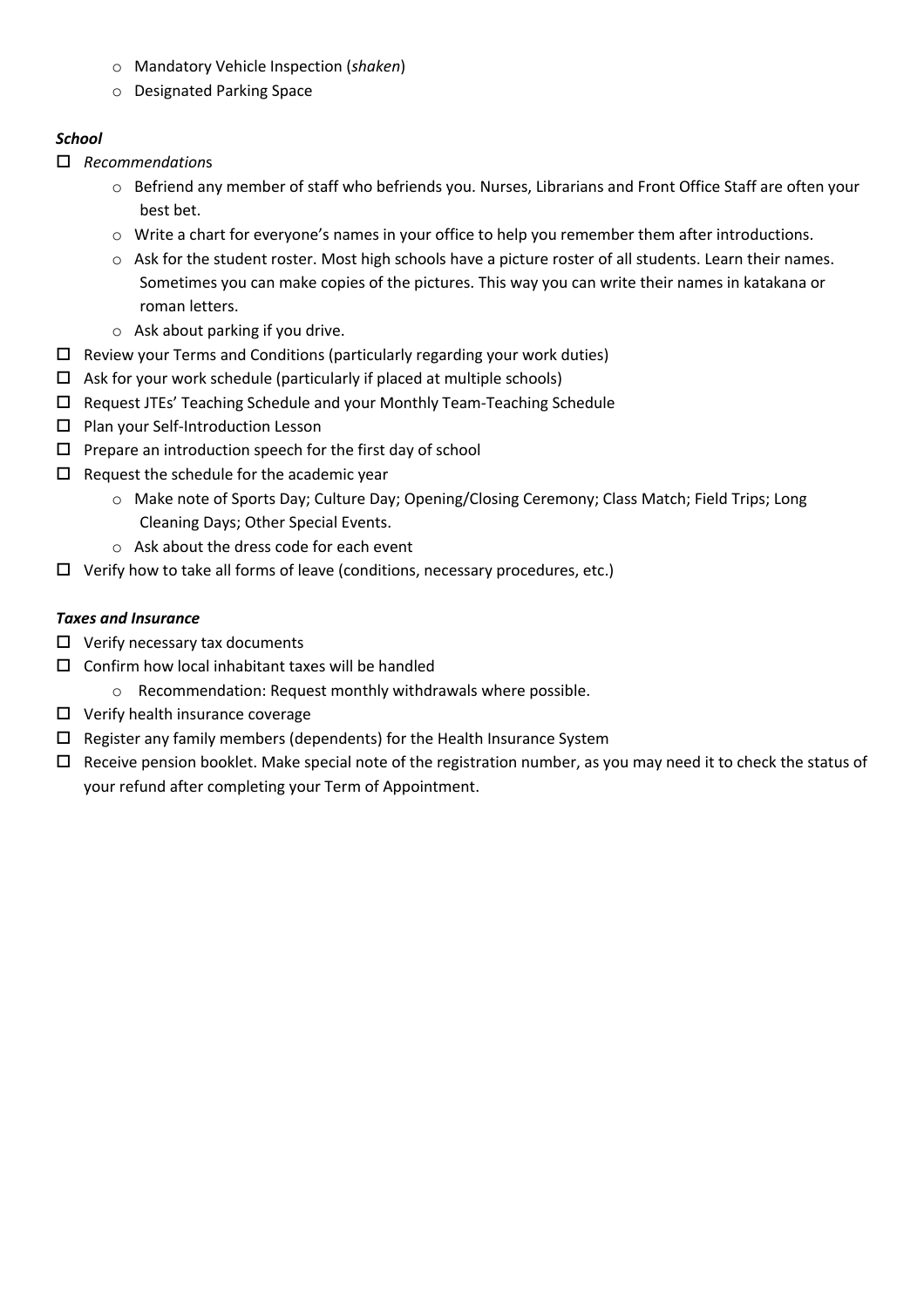- Mandatory Vehicle Inspection (*shaken*)
- Designated Parking Space

***School***

- ☐ *Recommendation*s
  - Befriend any member of staff who befriends you. Nurses, Librarians and Front Office Staff are often your best bet.
  - Write a chart for everyone's names in your office to help you remember them after introductions.
  - Ask for the student roster. Most high schools have a picture roster of all students. Learn their names. Sometimes you can make copies of the pictures. This way you can write their names in katakana or roman letters.
  - Ask about parking if you drive.
- ☐ Review your Terms and Conditions (particularly regarding your work duties)
- ☐ Ask for your work schedule (particularly if placed at multiple schools)
- ☐ Request JTEs' Teaching Schedule and your Monthly Team-Teaching Schedule
- ☐ Plan your Self-Introduction Lesson
- ☐ Prepare an introduction speech for the first day of school
- ☐ Request the schedule for the academic year
  - Make note of Sports Day; Culture Day; Opening/Closing Ceremony; Class Match; Field Trips; Long Cleaning Days; Other Special Events.
  - Ask about the dress code for each event
- ☐ Verify how to take all forms of leave (conditions, necessary procedures, etc.)

***Taxes and Insurance***

- ☐ Verify necessary tax documents
- ☐ Confirm how local inhabitant taxes will be handled
  - Recommendation: Request monthly withdrawals where possible.
- ☐ Verify health insurance coverage
- ☐ Register any family members (dependents) for the Health Insurance System
- ☐ Receive pension booklet. Make special note of the registration number, as you may need it to check the status of your refund after completing your Term of Appointment.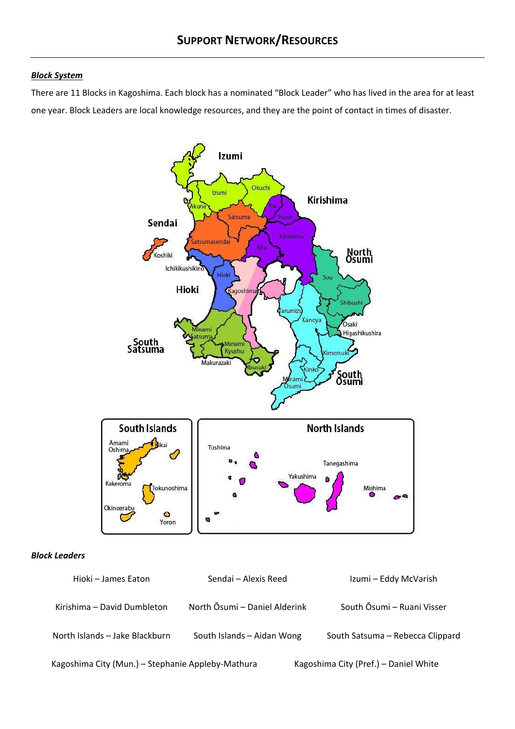# SUPPORT NETWORK/RESOURCES

***Block System***

There are 11 Blocks in Kagoshima. Each block has a nominated "Block Leader" who has lived in the area for at least one year. Block Leaders are local knowledge resources, and they are the point of contact in times of disaster.

***Block Leaders***

Hioki – James Eaton

Sendai – Alexis Reed

Izumi – Eddy McVarish

Kirishima – David Dumbleton

North Ōsumi – Daniel Alderink

South Ōsumi – Ruani Visser

North Islands – Jake Blackburn

South Islands – Aidan Wong

South Satsuma – Rebecca Clippard

Kagoshima City (Mun.) – Stephanie Appleby-Mathura

Kagoshima City (Pref.) – Daniel White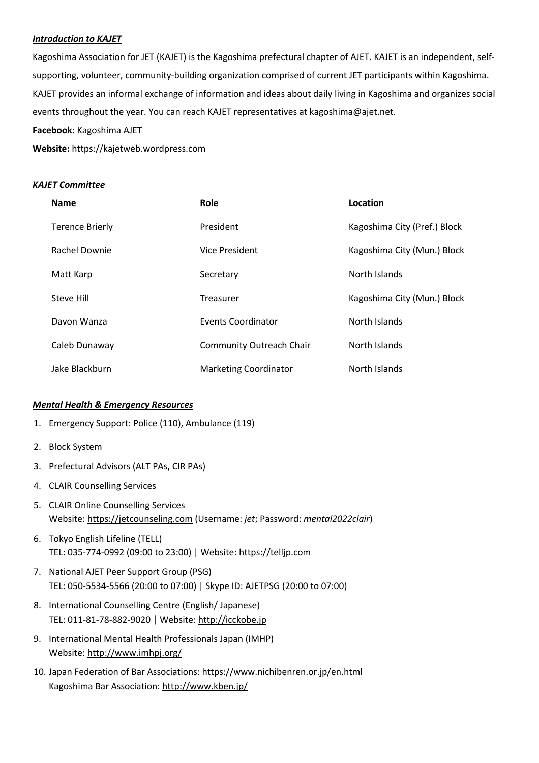### ***Introduction to KAJET***

Kagoshima Association for JET (KAJET) is the Kagoshima prefectural chapter of AJET. KAJET is an independent, self-supporting, volunteer, community-building organization comprised of current JET participants within Kagoshima. KAJET provides an informal exchange of information and ideas about daily living in Kagoshima and organizes social events throughout the year. You can reach KAJET representatives at kagoshima@ajet.net.

**Facebook:** Kagoshima AJET

**Website:** https://kajetweb.wordpress.com

### *KAJET Committee*

| Name | Role | Location |
|---|---|---|
| Terence Brierly | President | Kagoshima City (Pref.) Block |
| Rachel Downie | Vice President | Kagoshima City (Mun.) Block |
| Matt Karp | Secretary | North Islands |
| Steve Hill | Treasurer | Kagoshima City (Mun.) Block |
| Davon Wanza | Events Coordinator | North Islands |
| Caleb Dunaway | Community Outreach Chair | North Islands |
| Jake Blackburn | Marketing Coordinator | North Islands |

### ***Mental Health & Emergency Resources***

1. Emergency Support: Police (110), Ambulance (119)
2. Block System
3. Prefectural Advisors (ALT PAs, CIR PAs)
4. CLAIR Counselling Services
5. CLAIR Online Counselling Services
   Website: https://jetcounseling.com (Username: *jet*; Password: *mental2022clair*)
6. Tokyo English Lifeline (TELL)
   TEL: 035-774-0992 (09:00 to 23:00) | Website: https://telljp.com
7. National AJET Peer Support Group (PSG)
   TEL: 050-5534-5566 (20:00 to 07:00) | Skype ID: AJETPSG (20:00 to 07:00)
8. International Counselling Centre (English/ Japanese)
   TEL: 011-81-78-882-9020 | Website: http://icckobe.jp
9. International Mental Health Professionals Japan (IMHP)
   Website: http://www.imhpj.org/
10. Japan Federation of Bar Associations: https://www.nichibenren.or.jp/en.html
    Kagoshima Bar Association: http://www.kben.jp/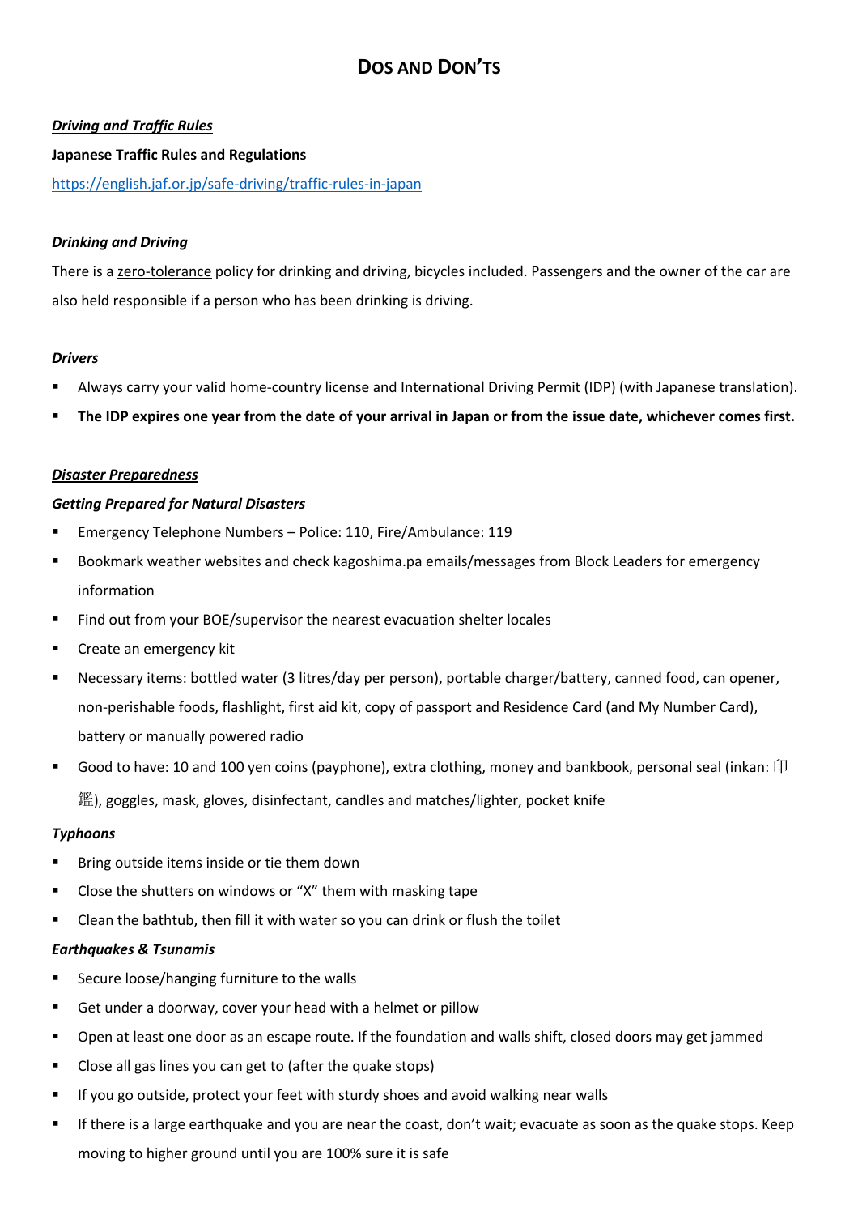# Dos and Don'ts

***<u>Driving and Traffic Rules</u>***

**Japanese Traffic Rules and Regulations**

https://english.jaf.or.jp/safe-driving/traffic-rules-in-japan

***Drinking and Driving***

There is a <u>zero-tolerance</u> policy for drinking and driving, bicycles included. Passengers and the owner of the car are also held responsible if a person who has been drinking is driving.

***Drivers***

- Always carry your valid home-country license and International Driving Permit (IDP) (with Japanese translation).
- **The IDP expires one year from the date of your arrival in Japan or from the issue date, whichever comes first.**

***<u>Disaster Preparedness</u>***

***Getting Prepared for Natural Disasters***

- Emergency Telephone Numbers – Police: 110, Fire/Ambulance: 119
- Bookmark weather websites and check kagoshima.pa emails/messages from Block Leaders for emergency information
- Find out from your BOE/supervisor the nearest evacuation shelter locales
- Create an emergency kit
- Necessary items: bottled water (3 litres/day per person), portable charger/battery, canned food, can opener, non-perishable foods, flashlight, first aid kit, copy of passport and Residence Card (and My Number Card), battery or manually powered radio
- Good to have: 10 and 100 yen coins (payphone), extra clothing, money and bankbook, personal seal (inkan: 印鑑), goggles, mask, gloves, disinfectant, candles and matches/lighter, pocket knife

***Typhoons***

- Bring outside items inside or tie them down
- Close the shutters on windows or "X" them with masking tape
- Clean the bathtub, then fill it with water so you can drink or flush the toilet

***Earthquakes & Tsunamis***

- Secure loose/hanging furniture to the walls
- Get under a doorway, cover your head with a helmet or pillow
- Open at least one door as an escape route. If the foundation and walls shift, closed doors may get jammed
- Close all gas lines you can get to (after the quake stops)
- If you go outside, protect your feet with sturdy shoes and avoid walking near walls
- If there is a large earthquake and you are near the coast, don't wait; evacuate as soon as the quake stops. Keep moving to higher ground until you are 100% sure it is safe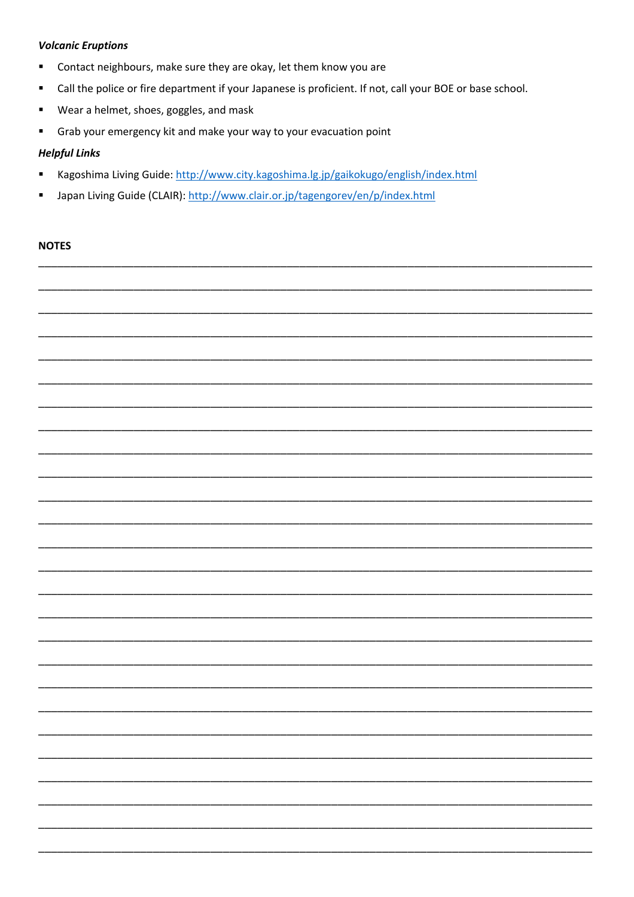***Volcanic Eruptions***

- Contact neighbours, make sure they are okay, let them know you are
- Call the police or fire department if your Japanese is proficient. If not, call your BOE or base school.
- Wear a helmet, shoes, goggles, and mask
- Grab your emergency kit and make your way to your evacuation point

***Helpful Links***

- Kagoshima Living Guide: http://www.city.kagoshima.lg.jp/gaikokugo/english/index.html
- Japan Living Guide (CLAIR): http://www.clair.or.jp/tagengorev/en/p/index.html

**NOTES**